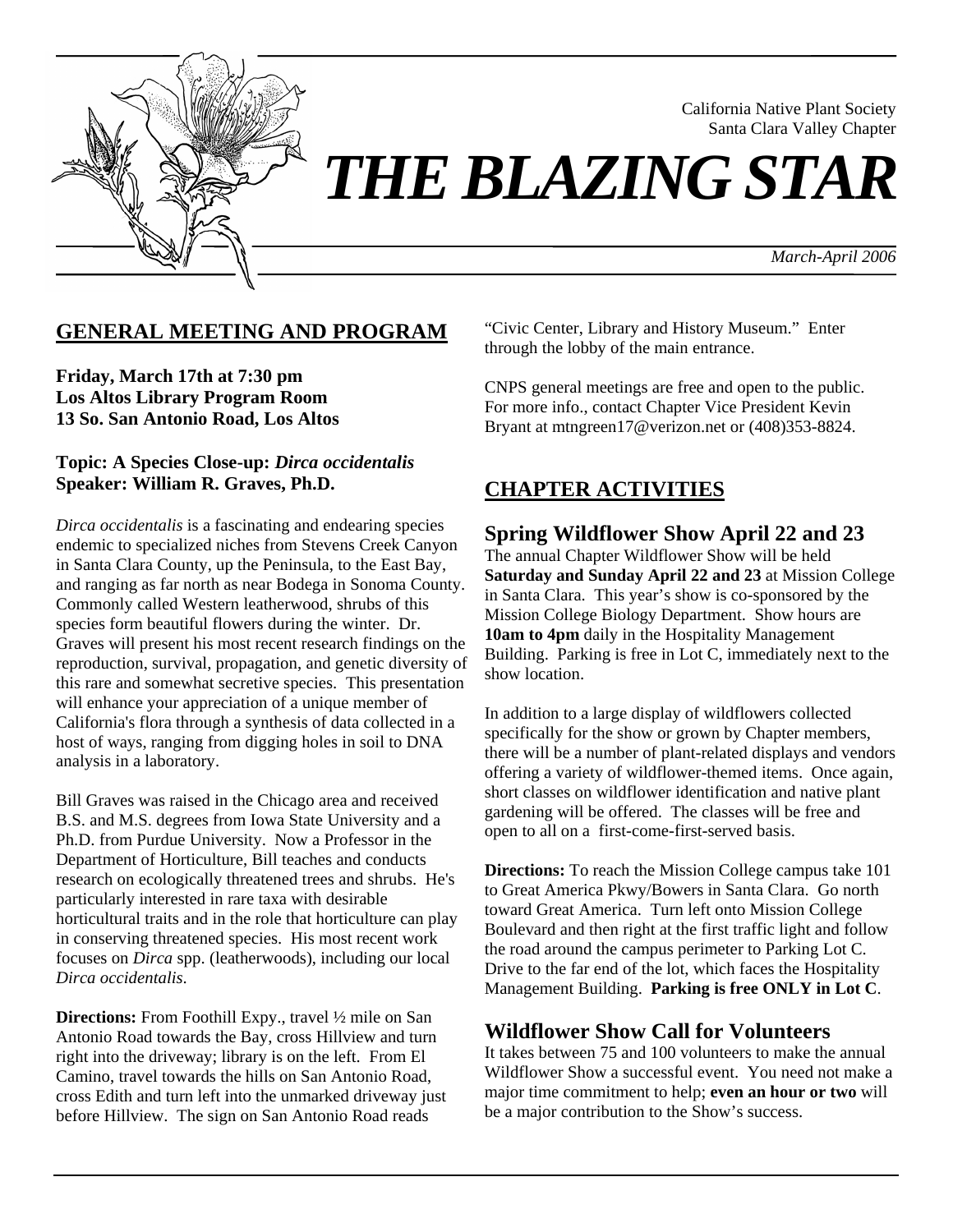California Native Plant Society
Santa Clara Valley Chapter

# *THE BLAZING STAR*

*March-April 2006*

## GENERAL MEETING AND PROGRAM

**Friday, March 17th at 7:30 pm**
**Los Altos Library Program Room**
**13 So. San Antonio Road, Los Altos**

**Topic: A Species Close-up: *Dirca occidentalis***
**Speaker: William R. Graves, Ph.D.**

*Dirca occidentalis* is a fascinating and endearing species endemic to specialized niches from Stevens Creek Canyon in Santa Clara County, up the Peninsula, to the East Bay, and ranging as far north as near Bodega in Sonoma County. Commonly called Western leatherwood, shrubs of this species form beautiful flowers during the winter. Dr. Graves will present his most recent research findings on the reproduction, survival, propagation, and genetic diversity of this rare and somewhat secretive species. This presentation will enhance your appreciation of a unique member of California's flora through a synthesis of data collected in a host of ways, ranging from digging holes in soil to DNA analysis in a laboratory.

Bill Graves was raised in the Chicago area and received B.S. and M.S. degrees from Iowa State University and a Ph.D. from Purdue University. Now a Professor in the Department of Horticulture, Bill teaches and conducts research on ecologically threatened trees and shrubs. He's particularly interested in rare taxa with desirable horticultural traits and in the role that horticulture can play in conserving threatened species. His most recent work focuses on *Dirca* spp. (leatherwoods), including our local *Dirca occidentalis*.

**Directions:** From Foothill Expy., travel ½ mile on San Antonio Road towards the Bay, cross Hillview and turn right into the driveway; library is on the left. From El Camino, travel towards the hills on San Antonio Road, cross Edith and turn left into the unmarked driveway just before Hillview. The sign on San Antonio Road reads "Civic Center, Library and History Museum." Enter through the lobby of the main entrance.

CNPS general meetings are free and open to the public. For more info., contact Chapter Vice President Kevin Bryant at mtngreen17@verizon.net or (408)353-8824.

## CHAPTER ACTIVITIES

### Spring Wildflower Show April 22 and 23

The annual Chapter Wildflower Show will be held **Saturday and Sunday April 22 and 23** at Mission College in Santa Clara. This year's show is co-sponsored by the Mission College Biology Department. Show hours are **10am to 4pm** daily in the Hospitality Management Building. Parking is free in Lot C, immediately next to the show location.

In addition to a large display of wildflowers collected specifically for the show or grown by Chapter members, there will be a number of plant-related displays and vendors offering a variety of wildflower-themed items. Once again, short classes on wildflower identification and native plant gardening will be offered. The classes will be free and open to all on a first-come-first-served basis.

**Directions:** To reach the Mission College campus take 101 to Great America Pkwy/Bowers in Santa Clara. Go north toward Great America. Turn left onto Mission College Boulevard and then right at the first traffic light and follow the road around the campus perimeter to Parking Lot C. Drive to the far end of the lot, which faces the Hospitality Management Building. **Parking is free ONLY in Lot C**.

### Wildflower Show Call for Volunteers

It takes between 75 and 100 volunteers to make the annual Wildflower Show a successful event. You need not make a major time commitment to help; **even an hour or two** will be a major contribution to the Show's success.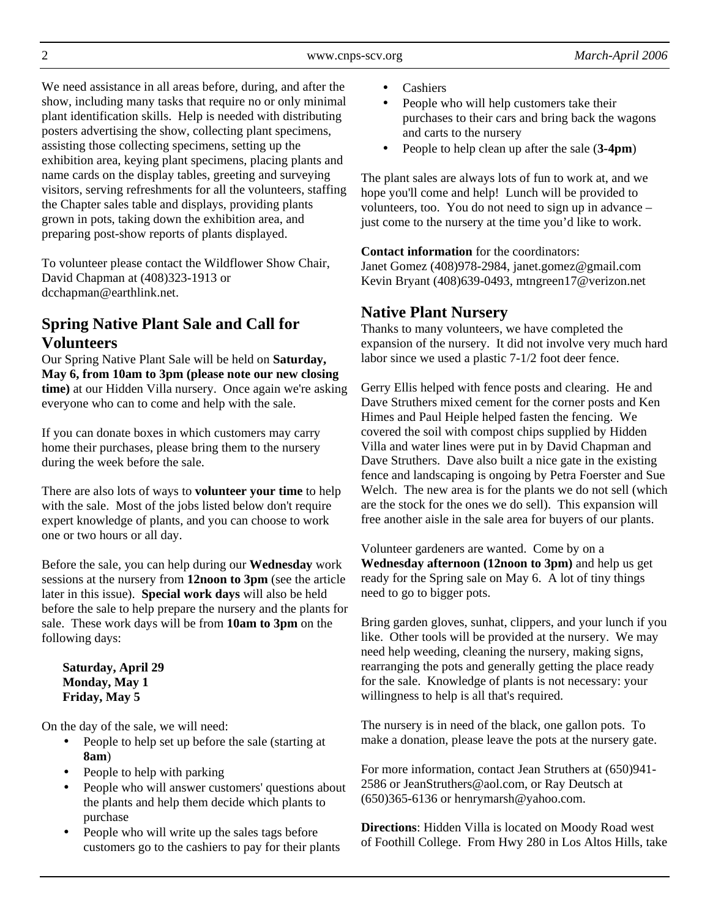We need assistance in all areas before, during, and after the show, including many tasks that require no or only minimal plant identification skills. Help is needed with distributing posters advertising the show, collecting plant specimens, assisting those collecting specimens, setting up the exhibition area, keying plant specimens, placing plants and name cards on the display tables, greeting and surveying visitors, serving refreshments for all the volunteers, staffing the Chapter sales table and displays, providing plants grown in pots, taking down the exhibition area, and preparing post-show reports of plants displayed.

To volunteer please contact the Wildflower Show Chair, David Chapman at (408)323-1913 or dcchapman@earthlink.net.

## Spring Native Plant Sale and Call for Volunteers

Our Spring Native Plant Sale will be held on **Saturday, May 6, from 10am to 3pm (please note our new closing time)** at our Hidden Villa nursery. Once again we're asking everyone who can to come and help with the sale.

If you can donate boxes in which customers may carry home their purchases, please bring them to the nursery during the week before the sale.

There are also lots of ways to **volunteer your time** to help with the sale. Most of the jobs listed below don't require expert knowledge of plants, and you can choose to work one or two hours or all day.

Before the sale, you can help during our **Wednesday** work sessions at the nursery from **12noon to 3pm** (see the article later in this issue). **Special work days** will also be held before the sale to help prepare the nursery and the plants for sale. These work days will be from **10am to 3pm** on the following days:

**Saturday, April 29**
**Monday, May 1**
**Friday, May 5**

On the day of the sale, we will need:

- People to help set up before the sale (starting at **8am**)
- People to help with parking
- People who will answer customers' questions about the plants and help them decide which plants to purchase
- People who will write up the sales tags before customers go to the cashiers to pay for their plants
- Cashiers
- People who will help customers take their purchases to their cars and bring back the wagons and carts to the nursery
- People to help clean up after the sale (**3-4pm**)

The plant sales are always lots of fun to work at, and we hope you'll come and help! Lunch will be provided to volunteers, too. You do not need to sign up in advance – just come to the nursery at the time you'd like to work.

**Contact information** for the coordinators:
Janet Gomez (408)978-2984, janet.gomez@gmail.com
Kevin Bryant (408)639-0493, mtngreen17@verizon.net

## Native Plant Nursery

Thanks to many volunteers, we have completed the expansion of the nursery. It did not involve very much hard labor since we used a plastic 7-1/2 foot deer fence.

Gerry Ellis helped with fence posts and clearing. He and Dave Struthers mixed cement for the corner posts and Ken Himes and Paul Heiple helped fasten the fencing. We covered the soil with compost chips supplied by Hidden Villa and water lines were put in by David Chapman and Dave Struthers. Dave also built a nice gate in the existing fence and landscaping is ongoing by Petra Foerster and Sue Welch. The new area is for the plants we do not sell (which are the stock for the ones we do sell). This expansion will free another aisle in the sale area for buyers of our plants.

Volunteer gardeners are wanted. Come by on a **Wednesday afternoon (12noon to 3pm)** and help us get ready for the Spring sale on May 6. A lot of tiny things need to go to bigger pots.

Bring garden gloves, sunhat, clippers, and your lunch if you like. Other tools will be provided at the nursery. We may need help weeding, cleaning the nursery, making signs, rearranging the pots and generally getting the place ready for the sale. Knowledge of plants is not necessary: your willingness to help is all that's required.

The nursery is in need of the black, one gallon pots. To make a donation, please leave the pots at the nursery gate.

For more information, contact Jean Struthers at (650)941-2586 or JeanStruthers@aol.com, or Ray Deutsch at (650)365-6136 or henrymarsh@yahoo.com.

**Directions**: Hidden Villa is located on Moody Road west of Foothill College. From Hwy 280 in Los Altos Hills, take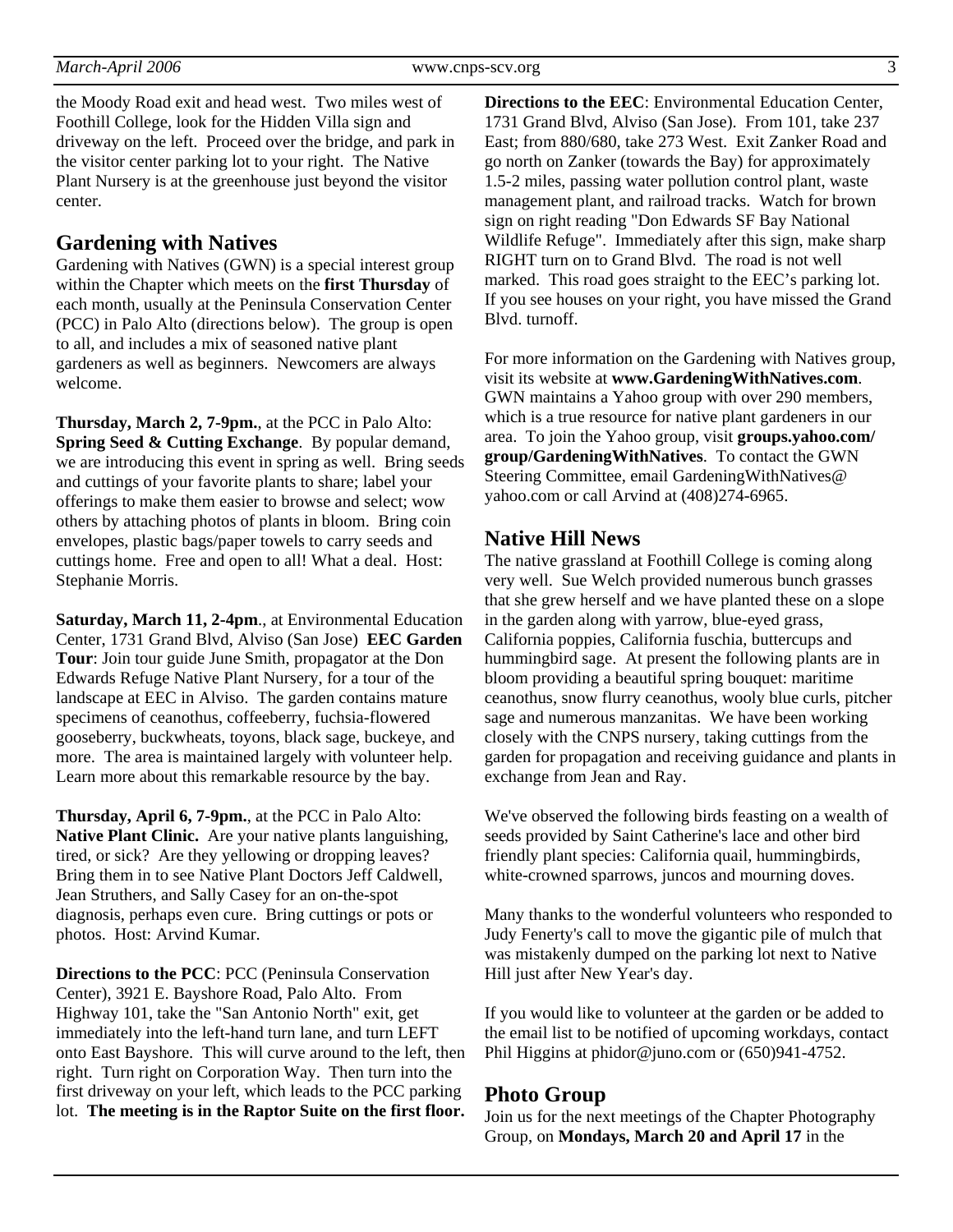the Moody Road exit and head west. Two miles west of Foothill College, look for the Hidden Villa sign and driveway on the left. Proceed over the bridge, and park in the visitor center parking lot to your right. The Native Plant Nursery is at the greenhouse just beyond the visitor center.

## Gardening with Natives

Gardening with Natives (GWN) is a special interest group within the Chapter which meets on the **first Thursday** of each month, usually at the Peninsula Conservation Center (PCC) in Palo Alto (directions below). The group is open to all, and includes a mix of seasoned native plant gardeners as well as beginners. Newcomers are always welcome.

**Thursday, March 2, 7-9pm.**, at the PCC in Palo Alto: **Spring Seed & Cutting Exchange**. By popular demand, we are introducing this event in spring as well. Bring seeds and cuttings of your favorite plants to share; label your offerings to make them easier to browse and select; wow others by attaching photos of plants in bloom. Bring coin envelopes, plastic bags/paper towels to carry seeds and cuttings home. Free and open to all! What a deal. Host: Stephanie Morris.

**Saturday, March 11, 2-4pm**., at Environmental Education Center, 1731 Grand Blvd, Alviso (San Jose) **EEC Garden Tour**: Join tour guide June Smith, propagator at the Don Edwards Refuge Native Plant Nursery, for a tour of the landscape at EEC in Alviso. The garden contains mature specimens of ceanothus, coffeeberry, fuchsia-flowered gooseberry, buckwheats, toyons, black sage, buckeye, and more. The area is maintained largely with volunteer help. Learn more about this remarkable resource by the bay.

**Thursday, April 6, 7-9pm.**, at the PCC in Palo Alto: **Native Plant Clinic.** Are your native plants languishing, tired, or sick? Are they yellowing or dropping leaves? Bring them in to see Native Plant Doctors Jeff Caldwell, Jean Struthers, and Sally Casey for an on-the-spot diagnosis, perhaps even cure. Bring cuttings or pots or photos. Host: Arvind Kumar.

**Directions to the PCC**: PCC (Peninsula Conservation Center), 3921 E. Bayshore Road, Palo Alto. From Highway 101, take the "San Antonio North" exit, get immediately into the left-hand turn lane, and turn LEFT onto East Bayshore. This will curve around to the left, then right. Turn right on Corporation Way. Then turn into the first driveway on your left, which leads to the PCC parking lot. **The meeting is in the Raptor Suite on the first floor.**

**Directions to the EEC**: Environmental Education Center, 1731 Grand Blvd, Alviso (San Jose). From 101, take 237 East; from 880/680, take 273 West. Exit Zanker Road and go north on Zanker (towards the Bay) for approximately 1.5-2 miles, passing water pollution control plant, waste management plant, and railroad tracks. Watch for brown sign on right reading "Don Edwards SF Bay National Wildlife Refuge". Immediately after this sign, make sharp RIGHT turn on to Grand Blvd. The road is not well marked. This road goes straight to the EEC's parking lot. If you see houses on your right, you have missed the Grand Blvd. turnoff.

For more information on the Gardening with Natives group, visit its website at **www.GardeningWithNatives.com**. GWN maintains a Yahoo group with over 290 members, which is a true resource for native plant gardeners in our area. To join the Yahoo group, visit **groups.yahoo.com/group/GardeningWithNatives**. To contact the GWN Steering Committee, email GardeningWithNatives@yahoo.com or call Arvind at (408)274-6965.

## Native Hill News

The native grassland at Foothill College is coming along very well. Sue Welch provided numerous bunch grasses that she grew herself and we have planted these on a slope in the garden along with yarrow, blue-eyed grass, California poppies, California fuschia, buttercups and hummingbird sage. At present the following plants are in bloom providing a beautiful spring bouquet: maritime ceanothus, snow flurry ceanothus, wooly blue curls, pitcher sage and numerous manzanitas. We have been working closely with the CNPS nursery, taking cuttings from the garden for propagation and receiving guidance and plants in exchange from Jean and Ray.

We've observed the following birds feasting on a wealth of seeds provided by Saint Catherine's lace and other bird friendly plant species: California quail, hummingbirds, white-crowned sparrows, juncos and mourning doves.

Many thanks to the wonderful volunteers who responded to Judy Fenerty's call to move the gigantic pile of mulch that was mistakenly dumped on the parking lot next to Native Hill just after New Year's day.

If you would like to volunteer at the garden or be added to the email list to be notified of upcoming workdays, contact Phil Higgins at phidor@juno.com or (650)941-4752.

## Photo Group

Join us for the next meetings of the Chapter Photography Group, on **Mondays, March 20 and April 17** in the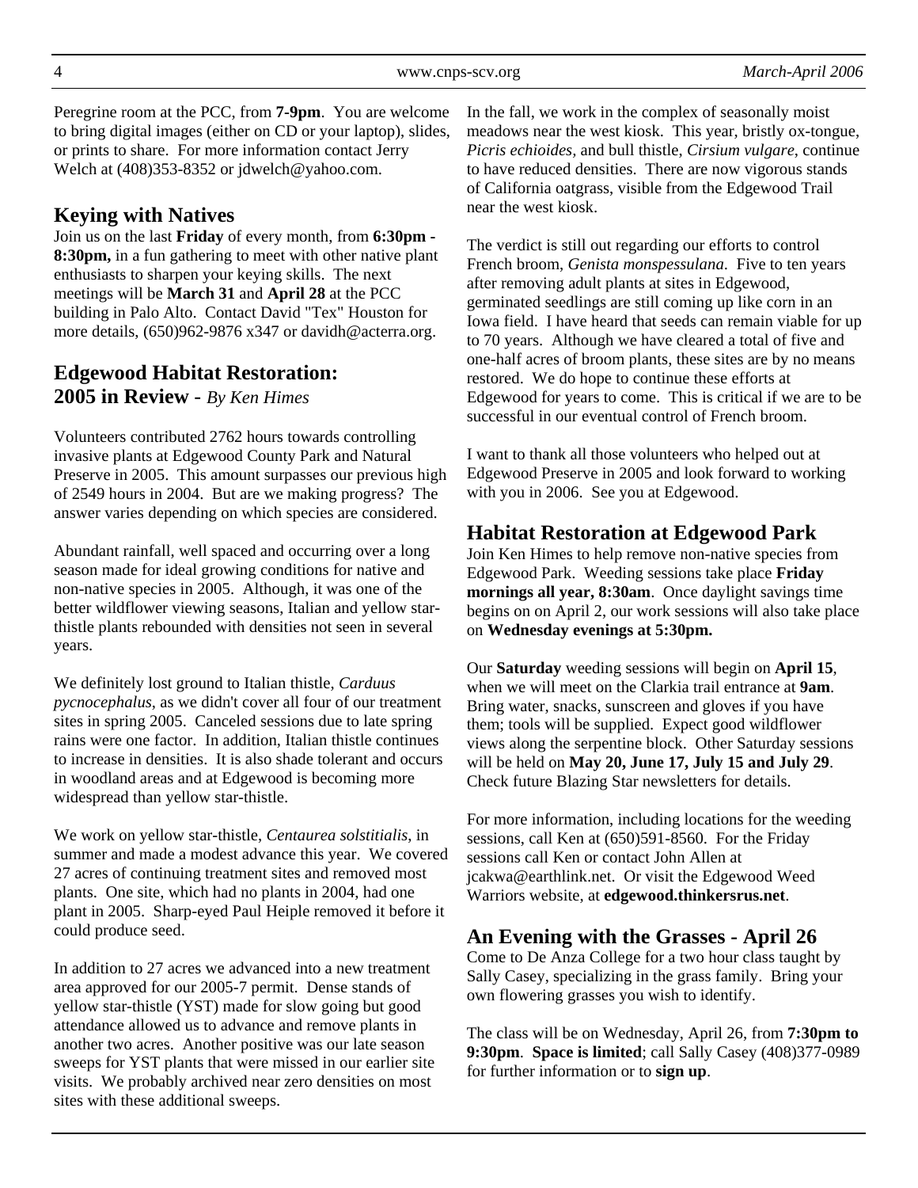Peregrine room at the PCC, from **7-9pm**. You are welcome to bring digital images (either on CD or your laptop), slides, or prints to share. For more information contact Jerry Welch at (408)353-8352 or jdwelch@yahoo.com.

## Keying with Natives

Join us on the last **Friday** of every month, from **6:30pm - 8:30pm,** in a fun gathering to meet with other native plant enthusiasts to sharpen your keying skills. The next meetings will be **March 31** and **April 28** at the PCC building in Palo Alto. Contact David "Tex" Houston for more details, (650)962-9876 x347 or davidh@acterra.org.

## Edgewood Habitat Restoration: 2005 in Review - *By Ken Himes*

Volunteers contributed 2762 hours towards controlling invasive plants at Edgewood County Park and Natural Preserve in 2005. This amount surpasses our previous high of 2549 hours in 2004. But are we making progress? The answer varies depending on which species are considered.

Abundant rainfall, well spaced and occurring over a long season made for ideal growing conditions for native and non-native species in 2005. Although, it was one of the better wildflower viewing seasons, Italian and yellow star-thistle plants rebounded with densities not seen in several years.

We definitely lost ground to Italian thistle, *Carduus pycnocephalus*, as we didn't cover all four of our treatment sites in spring 2005. Canceled sessions due to late spring rains were one factor. In addition, Italian thistle continues to increase in densities. It is also shade tolerant and occurs in woodland areas and at Edgewood is becoming more widespread than yellow star-thistle.

We work on yellow star-thistle, *Centaurea solstitialis*, in summer and made a modest advance this year. We covered 27 acres of continuing treatment sites and removed most plants. One site, which had no plants in 2004, had one plant in 2005. Sharp-eyed Paul Heiple removed it before it could produce seed.

In addition to 27 acres we advanced into a new treatment area approved for our 2005-7 permit. Dense stands of yellow star-thistle (YST) made for slow going but good attendance allowed us to advance and remove plants in another two acres. Another positive was our late season sweeps for YST plants that were missed in our earlier site visits. We probably archived near zero densities on most sites with these additional sweeps.

In the fall, we work in the complex of seasonally moist meadows near the west kiosk. This year, bristly ox-tongue, *Picris echioides*, and bull thistle, *Cirsium vulgare*, continue to have reduced densities. There are now vigorous stands of California oatgrass, visible from the Edgewood Trail near the west kiosk.

The verdict is still out regarding our efforts to control French broom, *Genista monspessulana*. Five to ten years after removing adult plants at sites in Edgewood, germinated seedlings are still coming up like corn in an Iowa field. I have heard that seeds can remain viable for up to 70 years. Although we have cleared a total of five and one-half acres of broom plants, these sites are by no means restored. We do hope to continue these efforts at Edgewood for years to come. This is critical if we are to be successful in our eventual control of French broom.

I want to thank all those volunteers who helped out at Edgewood Preserve in 2005 and look forward to working with you in 2006. See you at Edgewood.

## Habitat Restoration at Edgewood Park

Join Ken Himes to help remove non-native species from Edgewood Park. Weeding sessions take place **Friday mornings all year, 8:30am**. Once daylight savings time begins on on April 2, our work sessions will also take place on **Wednesday evenings at 5:30pm.**

Our **Saturday** weeding sessions will begin on **April 15**, when we will meet on the Clarkia trail entrance at **9am**. Bring water, snacks, sunscreen and gloves if you have them; tools will be supplied. Expect good wildflower views along the serpentine block. Other Saturday sessions will be held on **May 20, June 17, July 15 and July 29**. Check future Blazing Star newsletters for details.

For more information, including locations for the weeding sessions, call Ken at (650)591-8560. For the Friday sessions call Ken or contact John Allen at jcakwa@earthlink.net. Or visit the Edgewood Weed Warriors website, at **edgewood.thinkersrus.net**.

## An Evening with the Grasses - April 26

Come to De Anza College for a two hour class taught by Sally Casey, specializing in the grass family. Bring your own flowering grasses you wish to identify.

The class will be on Wednesday, April 26, from **7:30pm to 9:30pm**. **Space is limited**; call Sally Casey (408)377-0989 for further information or to **sign up**.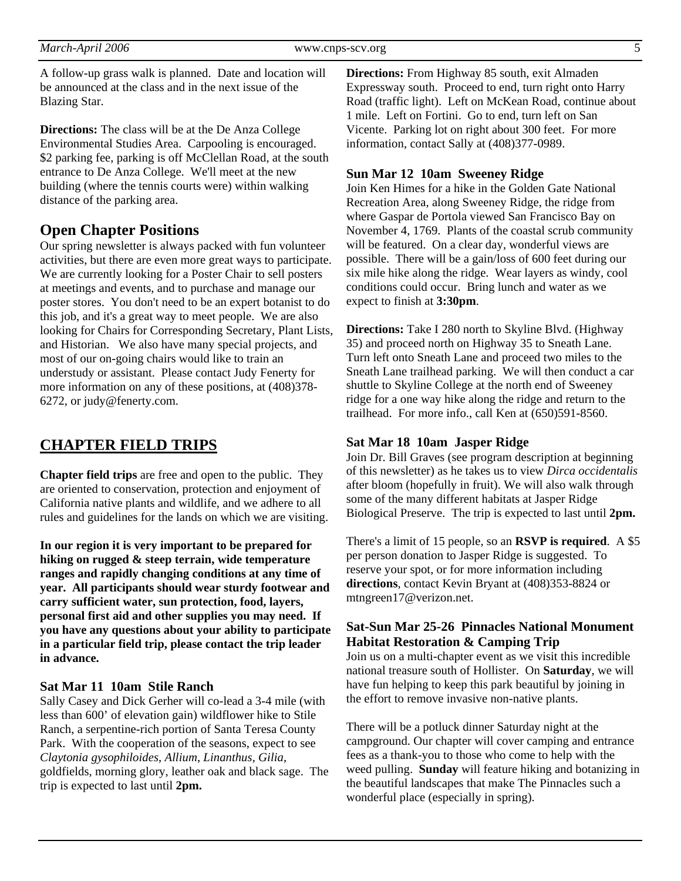A follow-up grass walk is planned. Date and location will be announced at the class and in the next issue of the Blazing Star.

**Directions:** The class will be at the De Anza College Environmental Studies Area. Carpooling is encouraged. $2 parking fee, parking is off McClellan Road, at the south entrance to De Anza College. We'll meet at the new building (where the tennis courts were) within walking distance of the parking area.

## Open Chapter Positions

Our spring newsletter is always packed with fun volunteer activities, but there are even more great ways to participate. We are currently looking for a Poster Chair to sell posters at meetings and events, and to purchase and manage our poster stores. You don't need to be an expert botanist to do this job, and it's a great way to meet people. We are also looking for Chairs for Corresponding Secretary, Plant Lists, and Historian. We also have many special projects, and most of our on-going chairs would like to train an understudy or assistant. Please contact Judy Fenerty for more information on any of these positions, at (408)378-6272, or judy@fenerty.com.

## CHAPTER FIELD TRIPS

**Chapter field trips** are free and open to the public. They are oriented to conservation, protection and enjoyment of California native plants and wildlife, and we adhere to all rules and guidelines for the lands on which we are visiting.

**In our region it is very important to be prepared for hiking on rugged & steep terrain, wide temperature ranges and rapidly changing conditions at any time of year. All participants should wear sturdy footwear and carry sufficient water, sun protection, food, layers, personal first aid and other supplies you may need. If you have any questions about your ability to participate in a particular field trip, please contact the trip leader in advance.**

### Sat Mar 11 10am Stile Ranch

Sally Casey and Dick Gerher will co-lead a 3-4 mile (with less than 600' of elevation gain) wildflower hike to Stile Ranch, a serpentine-rich portion of Santa Teresa County Park. With the cooperation of the seasons, expect to see *Claytonia gysophiloides*, *Allium*, *Linanthus*, *Gilia*, goldfields, morning glory, leather oak and black sage. The trip is expected to last until **2pm.**

**Directions:** From Highway 85 south, exit Almaden Expressway south. Proceed to end, turn right onto Harry Road (traffic light). Left on McKean Road, continue about 1 mile. Left on Fortini. Go to end, turn left on San Vicente. Parking lot on right about 300 feet. For more information, contact Sally at (408)377-0989.

### Sun Mar 12 10am Sweeney Ridge

Join Ken Himes for a hike in the Golden Gate National Recreation Area, along Sweeney Ridge, the ridge from where Gaspar de Portola viewed San Francisco Bay on November 4, 1769. Plants of the coastal scrub community will be featured. On a clear day, wonderful views are possible. There will be a gain/loss of 600 feet during our six mile hike along the ridge. Wear layers as windy, cool conditions could occur. Bring lunch and water as we expect to finish at **3:30pm**.

**Directions:** Take I 280 north to Skyline Blvd. (Highway 35) and proceed north on Highway 35 to Sneath Lane. Turn left onto Sneath Lane and proceed two miles to the Sneath Lane trailhead parking. We will then conduct a car shuttle to Skyline College at the north end of Sweeney ridge for a one way hike along the ridge and return to the trailhead. For more info., call Ken at (650)591-8560.

### Sat Mar 18 10am Jasper Ridge

Join Dr. Bill Graves (see program description at beginning of this newsletter) as he takes us to view *Dirca occidentalis* after bloom (hopefully in fruit). We will also walk through some of the many different habitats at Jasper Ridge Biological Preserve. The trip is expected to last until **2pm.**

There's a limit of 15 people, so an **RSVP is required**. A $5 per person donation to Jasper Ridge is suggested. To reserve your spot, or for more information including **directions**, contact Kevin Bryant at (408)353-8824 or mtngreen17@verizon.net.

### Sat-Sun Mar 25-26 Pinnacles National Monument Habitat Restoration & Camping Trip

Join us on a multi-chapter event as we visit this incredible national treasure south of Hollister. On **Saturday**, we will have fun helping to keep this park beautiful by joining in the effort to remove invasive non-native plants.

There will be a potluck dinner Saturday night at the campground. Our chapter will cover camping and entrance fees as a thank-you to those who come to help with the weed pulling. **Sunday** will feature hiking and botanizing in the beautiful landscapes that make The Pinnacles such a wonderful place (especially in spring).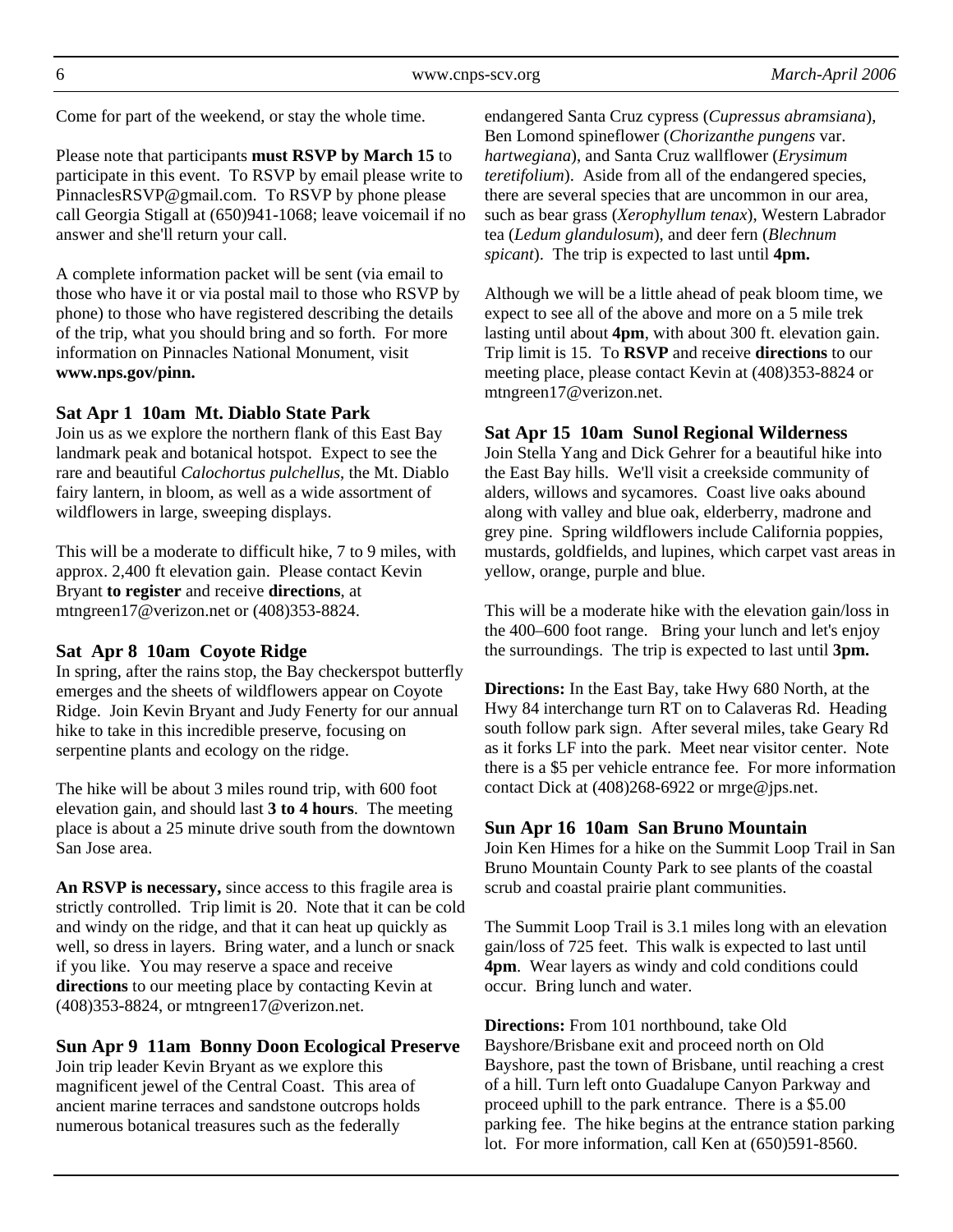Come for part of the weekend, or stay the whole time.

Please note that participants **must RSVP by March 15** to participate in this event. To RSVP by email please write to PinnaclesRSVP@gmail.com. To RSVP by phone please call Georgia Stigall at (650)941-1068; leave voicemail if no answer and she'll return your call.

A complete information packet will be sent (via email to those who have it or via postal mail to those who RSVP by phone) to those who have registered describing the details of the trip, what you should bring and so forth. For more information on Pinnacles National Monument, visit **www.nps.gov/pinn.**

### Sat Apr 1 10am Mt. Diablo State Park

Join us as we explore the northern flank of this East Bay landmark peak and botanical hotspot. Expect to see the rare and beautiful *Calochortus pulchellus*, the Mt. Diablo fairy lantern, in bloom, as well as a wide assortment of wildflowers in large, sweeping displays.

This will be a moderate to difficult hike, 7 to 9 miles, with approx. 2,400 ft elevation gain. Please contact Kevin Bryant **to register** and receive **directions**, at mtngreen17@verizon.net or (408)353-8824.

### Sat Apr 8 10am Coyote Ridge

In spring, after the rains stop, the Bay checkerspot butterfly emerges and the sheets of wildflowers appear on Coyote Ridge. Join Kevin Bryant and Judy Fenerty for our annual hike to take in this incredible preserve, focusing on serpentine plants and ecology on the ridge.

The hike will be about 3 miles round trip, with 600 foot elevation gain, and should last **3 to 4 hours**. The meeting place is about a 25 minute drive south from the downtown San Jose area.

**An RSVP is necessary,** since access to this fragile area is strictly controlled. Trip limit is 20. Note that it can be cold and windy on the ridge, and that it can heat up quickly as well, so dress in layers. Bring water, and a lunch or snack if you like. You may reserve a space and receive **directions** to our meeting place by contacting Kevin at (408)353-8824, or mtngreen17@verizon.net.

### Sun Apr 9 11am Bonny Doon Ecological Preserve

Join trip leader Kevin Bryant as we explore this magnificent jewel of the Central Coast. This area of ancient marine terraces and sandstone outcrops holds numerous botanical treasures such as the federally endangered Santa Cruz cypress (*Cupressus abramsiana*), Ben Lomond spineflower (*Chorizanthe pungens* var. *hartwegiana*), and Santa Cruz wallflower (*Erysimum teretifolium*). Aside from all of the endangered species, there are several species that are uncommon in our area, such as bear grass (*Xerophyllum tenax*), Western Labrador tea (*Ledum glandulosum*), and deer fern (*Blechnum spicant*). The trip is expected to last until **4pm.**

Although we will be a little ahead of peak bloom time, we expect to see all of the above and more on a 5 mile trek lasting until about **4pm**, with about 300 ft. elevation gain. Trip limit is 15. To **RSVP** and receive **directions** to our meeting place, please contact Kevin at (408)353-8824 or mtngreen17@verizon.net.

### Sat Apr 15 10am Sunol Regional Wilderness

Join Stella Yang and Dick Gehrer for a beautiful hike into the East Bay hills. We'll visit a creekside community of alders, willows and sycamores. Coast live oaks abound along with valley and blue oak, elderberry, madrone and grey pine. Spring wildflowers include California poppies, mustards, goldfields, and lupines, which carpet vast areas in yellow, orange, purple and blue.

This will be a moderate hike with the elevation gain/loss in the 400–600 foot range. Bring your lunch and let's enjoy the surroundings. The trip is expected to last until **3pm.**

**Directions:** In the East Bay, take Hwy 680 North, at the Hwy 84 interchange turn RT on to Calaveras Rd. Heading south follow park sign. After several miles, take Geary Rd as it forks LF into the park. Meet near visitor center. Note there is a $5 per vehicle entrance fee. For more information contact Dick at (408)268-6922 or mrge@jps.net.

### Sun Apr 16 10am San Bruno Mountain

Join Ken Himes for a hike on the Summit Loop Trail in San Bruno Mountain County Park to see plants of the coastal scrub and coastal prairie plant communities.

The Summit Loop Trail is 3.1 miles long with an elevation gain/loss of 725 feet. This walk is expected to last until **4pm**. Wear layers as windy and cold conditions could occur. Bring lunch and water.

**Directions:** From 101 northbound, take Old Bayshore/Brisbane exit and proceed north on Old Bayshore, past the town of Brisbane, until reaching a crest of a hill. Turn left onto Guadalupe Canyon Parkway and proceed uphill to the park entrance. There is a $5.00 parking fee. The hike begins at the entrance station parking lot. For more information, call Ken at (650)591-8560.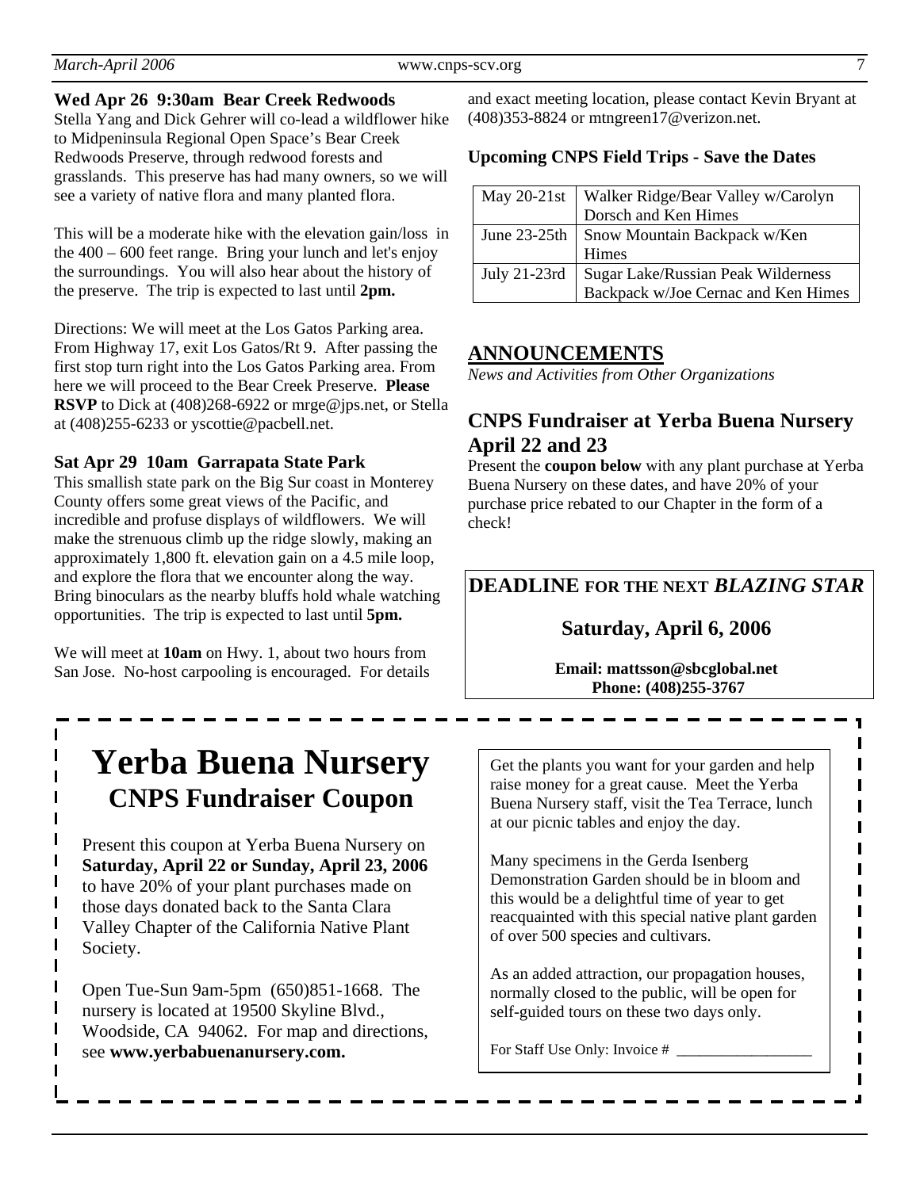**Wed Apr 26 9:30am Bear Creek Redwoods**

Stella Yang and Dick Gehrer will co-lead a wildflower hike to Midpeninsula Regional Open Space's Bear Creek Redwoods Preserve, through redwood forests and grasslands. This preserve has had many owners, so we will see a variety of native flora and many planted flora.

This will be a moderate hike with the elevation gain/loss in the 400 – 600 feet range. Bring your lunch and let's enjoy the surroundings. You will also hear about the history of the preserve. The trip is expected to last until **2pm.**

Directions: We will meet at the Los Gatos Parking area. From Highway 17, exit Los Gatos/Rt 9. After passing the first stop turn right into the Los Gatos Parking area. From here we will proceed to the Bear Creek Preserve. **Please RSVP** to Dick at (408)268-6922 or mrge@jps.net, or Stella at (408)255-6233 or yscottie@pacbell.net.

**Sat Apr 29 10am Garrapata State Park**

This smallish state park on the Big Sur coast in Monterey County offers some great views of the Pacific, and incredible and profuse displays of wildflowers. We will make the strenuous climb up the ridge slowly, making an approximately 1,800 ft. elevation gain on a 4.5 mile loop, and explore the flora that we encounter along the way. Bring binoculars as the nearby bluffs hold whale watching opportunities. The trip is expected to last until **5pm.**

We will meet at **10am** on Hwy. 1, about two hours from San Jose. No-host carpooling is encouraged. For details and exact meeting location, please contact Kevin Bryant at (408)353-8824 or mtngreen17@verizon.net.

**Upcoming CNPS Field Trips - Save the Dates**

| | |
|---|---|
| May 20-21st | Walker Ridge/Bear Valley w/Carolyn Dorsch and Ken Himes |
| June 23-25th | Snow Mountain Backpack w/Ken Himes |
| July 21-23rd | Sugar Lake/Russian Peak Wilderness Backpack w/Joe Cernac and Ken Himes |

## ANNOUNCEMENTS

*News and Activities from Other Organizations*

### CNPS Fundraiser at Yerba Buena Nursery April 22 and 23

Present the **coupon below** with any plant purchase at Yerba Buena Nursery on these dates, and have 20% of your purchase price rebated to our Chapter in the form of a check!

**DEADLINE FOR THE NEXT *BLAZING STAR***

**Saturday, April 6, 2006**

**Email: mattsson@sbcglobal.net**
**Phone: (408)255-3767**

# Yerba Buena Nursery

## CNPS Fundraiser Coupon

Present this coupon at Yerba Buena Nursery on **Saturday, April 22 or Sunday, April 23, 2006** to have 20% of your plant purchases made on those days donated back to the Santa Clara Valley Chapter of the California Native Plant Society.

Open Tue-Sun 9am-5pm (650)851-1668. The nursery is located at 19500 Skyline Blvd., Woodside, CA 94062. For map and directions, see **www.yerbabuenanursery.com.**

Get the plants you want for your garden and help raise money for a great cause. Meet the Yerba Buena Nursery staff, visit the Tea Terrace, lunch at our picnic tables and enjoy the day.

Many specimens in the Gerda Isenberg Demonstration Garden should be in bloom and this would be a delightful time of year to get reacquainted with this special native plant garden of over 500 species and cultivars.

As an added attraction, our propagation houses, normally closed to the public, will be open for self-guided tours on these two days only.

For Staff Use Only: Invoice # ________________